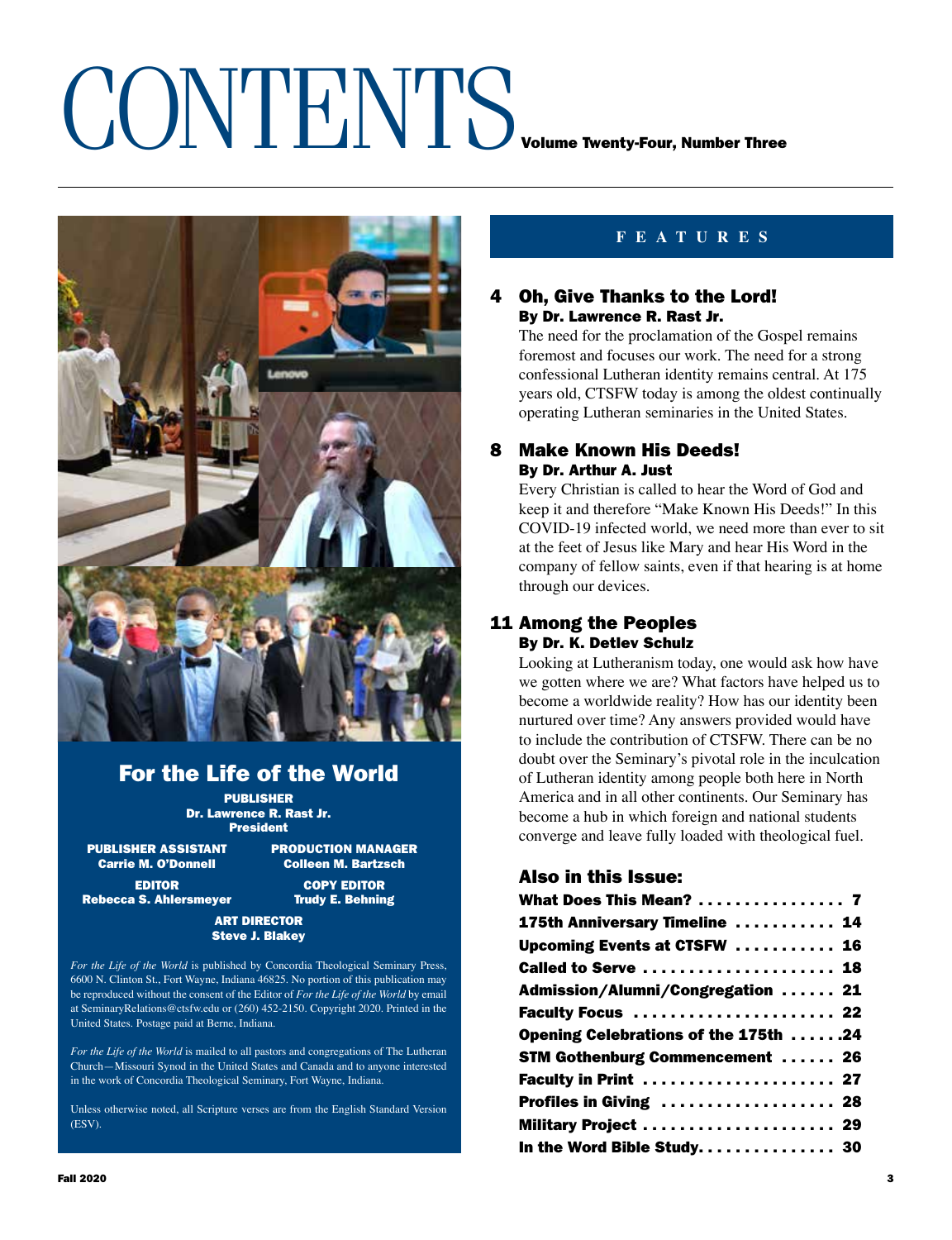# CONTENTS

**Volume Twenty-Four, Number Three**

## For the Life of the World

**PUBLISHER**
**Dr. Lawrence R. Rast Jr.**
**President**

**PUBLISHER ASSISTANT**
**Carrie M. O'Donnell**

**PRODUCTION MANAGER**
**Colleen M. Bartzsch**

**EDITOR**
**Rebecca S. Ahlersmeyer**

**COPY EDITOR**
**Trudy E. Behning**

**ART DIRECTOR**
**Steve J. Blakey**

*For the Life of the World* is published by Concordia Theological Seminary Press, 6600 N. Clinton St., Fort Wayne, Indiana 46825. No portion of this publication may be reproduced without the consent of the Editor of *For the Life of the World* by email at SeminaryRelations@ctsfw.edu or (260) 452-2150. Copyright 2020. Printed in the United States. Postage paid at Berne, Indiana.

*For the Life of the World* is mailed to all pastors and congregations of The Lutheran Church—Missouri Synod in the United States and Canada and to anyone interested in the work of Concordia Theological Seminary, Fort Wayne, Indiana.

Unless otherwise noted, all Scripture verses are from the English Standard Version (ESV).

## FEATURES

### 4 Oh, Give Thanks to the Lord!
**By Dr. Lawrence R. Rast Jr.**

The need for the proclamation of the Gospel remains foremost and focuses our work. The need for a strong confessional Lutheran identity remains central. At 175 years old, CTSFW today is among the oldest continually operating Lutheran seminaries in the United States.

### 8 Make Known His Deeds!
**By Dr. Arthur A. Just**

Every Christian is called to hear the Word of God and keep it and therefore "Make Known His Deeds!" In this COVID-19 infected world, we need more than ever to sit at the feet of Jesus like Mary and hear His Word in the company of fellow saints, even if that hearing is at home through our devices.

### 11 Among the Peoples
**By Dr. K. Detlev Schulz**

Looking at Lutheranism today, one would ask how have we gotten where we are? What factors have helped us to become a worldwide reality? How has our identity been nurtured over time? Any answers provided would have to include the contribution of CTSFW. There can be no doubt over the Seminary's pivotal role in the inculcation of Lutheran identity among people both here in North America and in all other continents. Our Seminary has become a hub in which foreign and national students converge and leave fully loaded with theological fuel.

### Also in this Issue:

- **What Does This Mean? ................ 7**
- **175th Anniversary Timeline ........... 14**
- **Upcoming Events at CTSFW ........... 16**
- **Called to Serve ..................... 18**
- **Admission/Alumni/Congregation ...... 21**
- **Faculty Focus ...................... 22**
- **Opening Celebrations of the 175th ......24**
- **STM Gothenburg Commencement ...... 26**
- **Faculty in Print ..................... 27**
- **Profiles in Giving ................... 28**
- **Military Project ..................... 29**
- **In the Word Bible Study............... 30**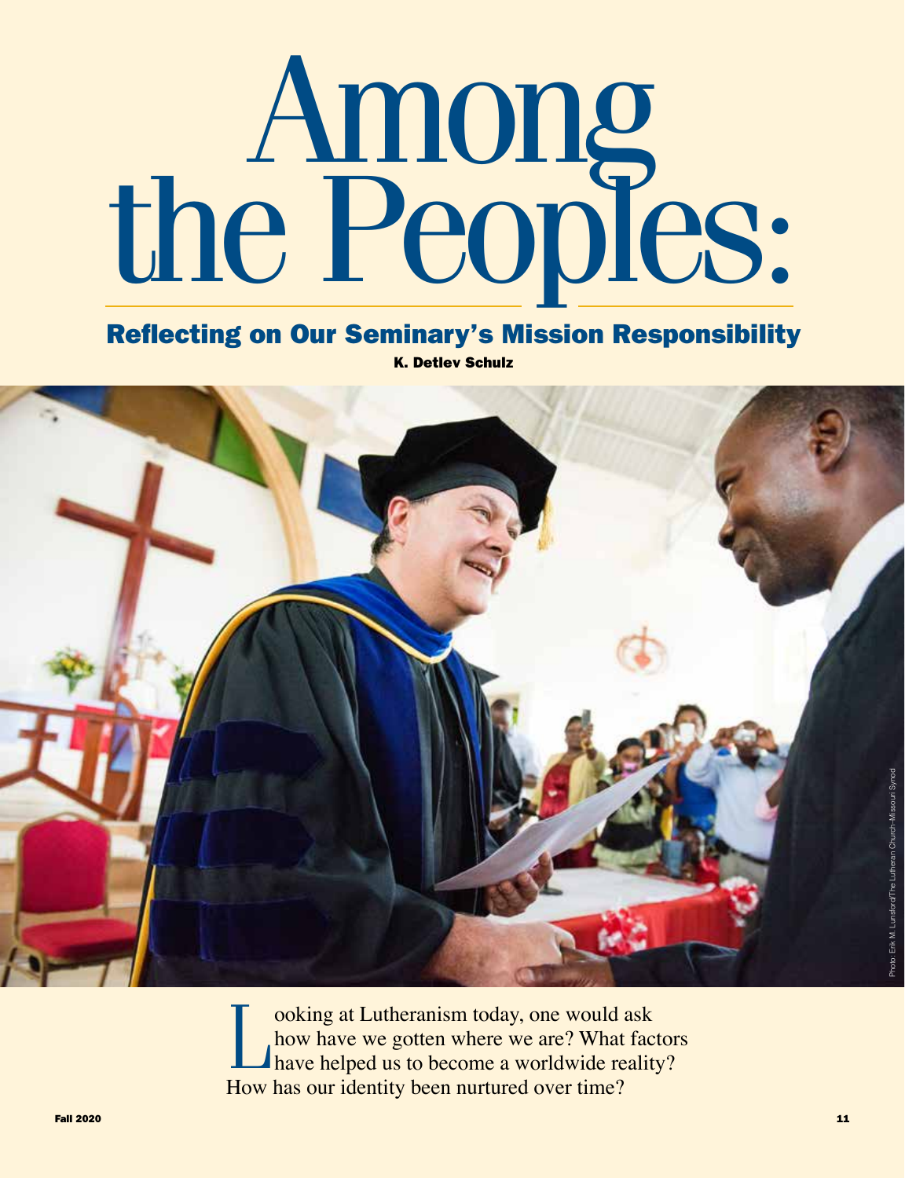# Among the Peoples:

## Reflecting on Our Seminary's Mission Responsibility

**K. Detlev Schulz**

Photo: Erik M. Lunsford/The Lutheran Church–Missouri Synod

Looking at Lutheranism today, one would ask how have we gotten where we are? What factors have helped us to become a worldwide reality? How has our identity been nurtured over time?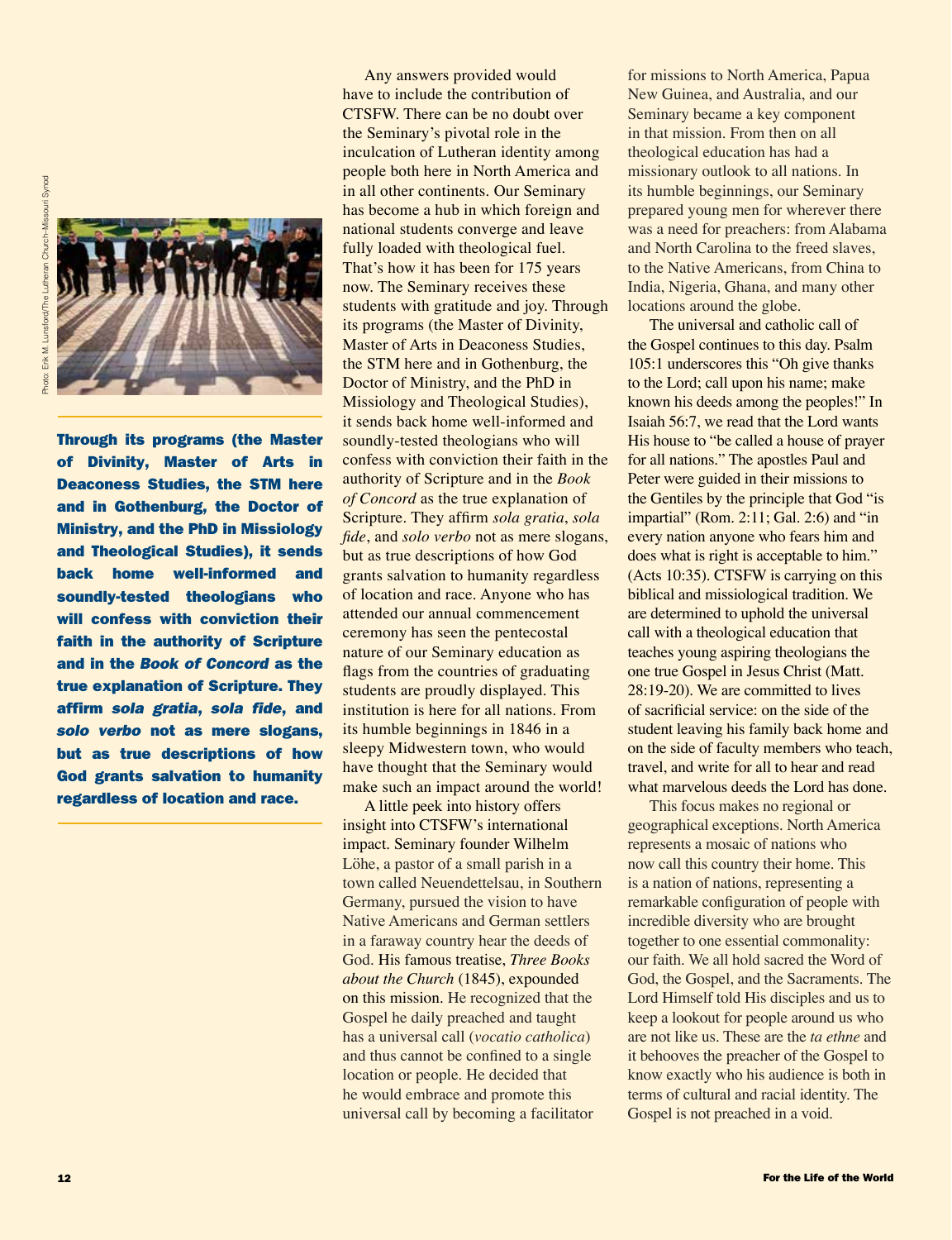**Through its programs (the Master of Divinity, Master of Arts in Deaconess Studies, the STM here and in Gothenburg, the Doctor of Ministry, and the PhD in Missiology and Theological Studies), it sends back home well-informed and soundly-tested theologians who will confess with conviction their faith in the authority of Scripture and in the *Book of Concord* as the true explanation of Scripture. They affirm *sola gratia*, *sola fide*, and *solo verbo* not as mere slogans, but as true descriptions of how God grants salvation to humanity regardless of location and race.**

Any answers provided would have to include the contribution of CTSFW. There can be no doubt over the Seminary's pivotal role in the inculcation of Lutheran identity among people both here in North America and in all other continents. Our Seminary has become a hub in which foreign and national students converge and leave fully loaded with theological fuel. That's how it has been for 175 years now. The Seminary receives these students with gratitude and joy. Through its programs (the Master of Divinity, Master of Arts in Deaconess Studies, the STM here and in Gothenburg, the Doctor of Ministry, and the PhD in Missiology and Theological Studies), it sends back home well-informed and soundly-tested theologians who will confess with conviction their faith in the authority of Scripture and in the *Book of Concord* as the true explanation of Scripture. They affirm *sola gratia*, *sola fide*, and *solo verbo* not as mere slogans, but as true descriptions of how God grants salvation to humanity regardless of location and race. Anyone who has attended our annual commencement ceremony has seen the pentecostal nature of our Seminary education as flags from the countries of graduating students are proudly displayed. This institution is here for all nations. From its humble beginnings in 1846 in a sleepy Midwestern town, who would have thought that the Seminary would make such an impact around the world!

A little peek into history offers insight into CTSFW's international impact. Seminary founder Wilhelm Löhe, a pastor of a small parish in a town called Neuendettelsau, in Southern Germany, pursued the vision to have Native Americans and German settlers in a faraway country hear the deeds of God. His famous treatise, *Three Books about the Church* (1845), expounded on this mission. He recognized that the Gospel he daily preached and taught has a universal call (*vocatio catholica*) and thus cannot be confined to a single location or people. He decided that he would embrace and promote this universal call by becoming a facilitator for missions to North America, Papua New Guinea, and Australia, and our Seminary became a key component in that mission. From then on all theological education has had a missionary outlook to all nations. In its humble beginnings, our Seminary prepared young men for wherever there was a need for preachers: from Alabama and North Carolina to the freed slaves, to the Native Americans, from China to India, Nigeria, Ghana, and many other locations around the globe.

The universal and catholic call of the Gospel continues to this day. Psalm 105:1 underscores this "Oh give thanks to the Lord; call upon his name; make known his deeds among the peoples!" In Isaiah 56:7, we read that the Lord wants His house to "be called a house of prayer for all nations." The apostles Paul and Peter were guided in their missions to the Gentiles by the principle that God "is impartial" (Rom. 2:11; Gal. 2:6) and "in every nation anyone who fears him and does what is right is acceptable to him." (Acts 10:35). CTSFW is carrying on this biblical and missiological tradition. We are determined to uphold the universal call with a theological education that teaches young aspiring theologians the one true Gospel in Jesus Christ (Matt. 28:19-20). We are committed to lives of sacrificial service: on the side of the student leaving his family back home and on the side of faculty members who teach, travel, and write for all to hear and read what marvelous deeds the Lord has done.

This focus makes no regional or geographical exceptions. North America represents a mosaic of nations who now call this country their home. This is a nation of nations, representing a remarkable configuration of people with incredible diversity who are brought together to one essential commonality: our faith. We all hold sacred the Word of God, the Gospel, and the Sacraments. The Lord Himself told His disciples and us to keep a lookout for people around us who are not like us. These are the *ta ethne* and it behooves the preacher of the Gospel to know exactly who his audience is both in terms of cultural and racial identity. The Gospel is not preached in a void.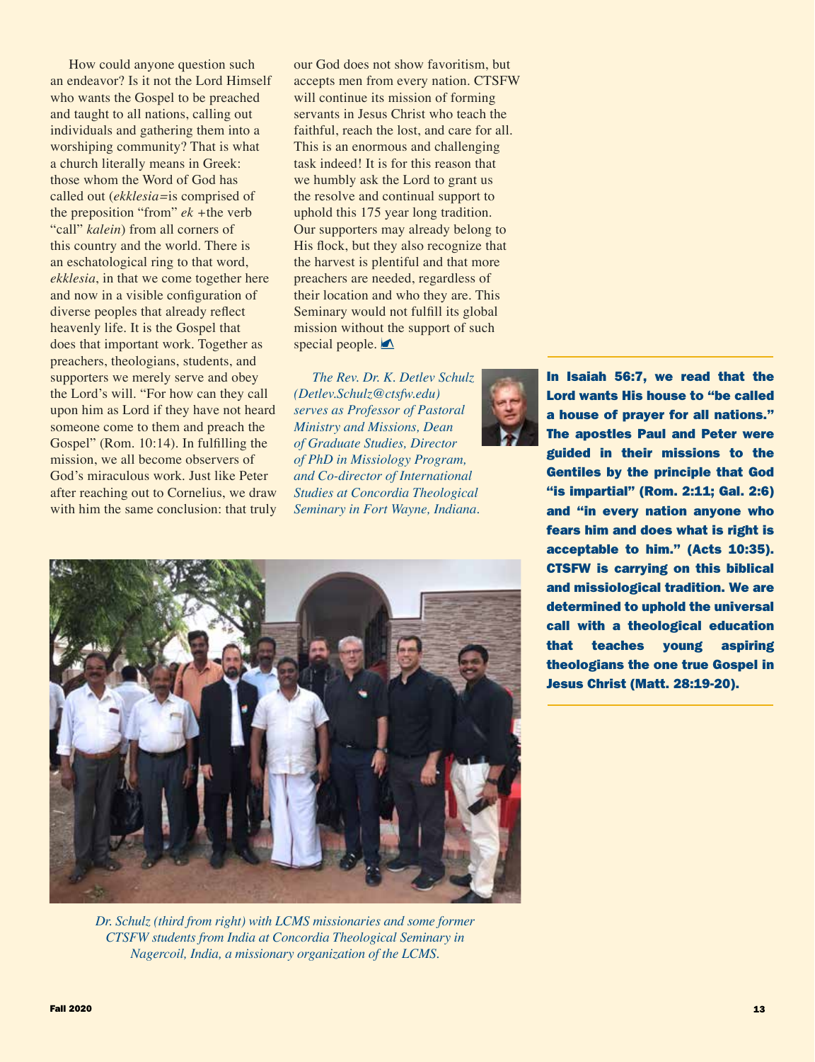How could anyone question such an endeavor? Is it not the Lord Himself who wants the Gospel to be preached and taught to all nations, calling out individuals and gathering them into a worshiping community? That is what a church literally means in Greek: those whom the Word of God has called out (*ekklesia*=is comprised of the preposition "from" *ek* +the verb "call" *kalein*) from all corners of this country and the world. There is an eschatological ring to that word, *ekklesia*, in that we come together here and now in a visible configuration of diverse peoples that already reflect heavenly life. It is the Gospel that does that important work. Together as preachers, theologians, students, and supporters we merely serve and obey the Lord's will. "For how can they call upon him as Lord if they have not heard someone come to them and preach the Gospel" (Rom. 10:14). In fulfilling the mission, we all become observers of God's miraculous work. Just like Peter after reaching out to Cornelius, we draw with him the same conclusion: that truly our God does not show favoritism, but accepts men from every nation. CTSFW will continue its mission of forming servants in Jesus Christ who teach the faithful, reach the lost, and care for all. This is an enormous and challenging task indeed! It is for this reason that we humbly ask the Lord to grant us the resolve and continual support to uphold this 175 year long tradition. Our supporters may already belong to His flock, but they also recognize that the harvest is plentiful and that more preachers are needed, regardless of their location and who they are. This Seminary would not fulfill its global mission without the support of such special people.

*The Rev. Dr. K. Detlev Schulz (Detlev.Schulz@ctsfw.edu) serves as Professor of Pastoral Ministry and Missions, Dean of Graduate Studies, Director of PhD in Missiology Program, and Co-director of International Studies at Concordia Theological Seminary in Fort Wayne, Indiana.*

**In Isaiah 56:7, we read that the Lord wants His house to "be called a house of prayer for all nations." The apostles Paul and Peter were guided in their missions to the Gentiles by the principle that God "is impartial" (Rom. 2:11; Gal. 2:6) and "in every nation anyone who fears him and does what is right is acceptable to him." (Acts 10:35). CTSFW is carrying on this biblical and missiological tradition. We are determined to uphold the universal call with a theological education that teaches young aspiring theologians the one true Gospel in Jesus Christ (Matt. 28:19-20).**

*Dr. Schulz (third from right) with LCMS missionaries and some former CTSFW students from India at Concordia Theological Seminary in Nagercoil, India, a missionary organization of the LCMS.*